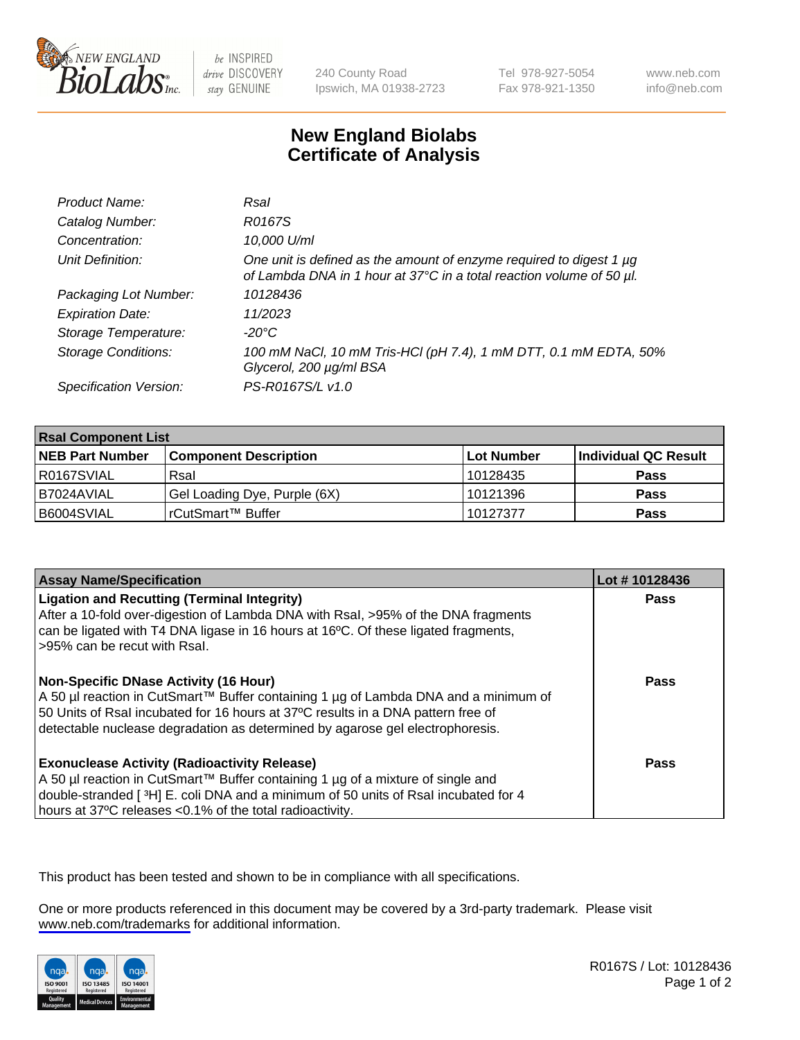# New England Biolabs Certificate of Analysis

| | |
|---|---|
| *Product Name:* | *RsaI* |
| *Catalog Number:* | *R0167S* |
| *Concentration:* | *10,000 U/ml* |
| *Unit Definition:* | *One unit is defined as the amount of enzyme required to digest 1 µg of Lambda DNA in 1 hour at 37°C in a total reaction volume of 50 µl.* |
| *Packaging Lot Number:* | *10128436* |
| *Expiration Date:* | *11/2023* |
| *Storage Temperature:* | *-20°C* |
| *Storage Conditions:* | *100 mM NaCl, 10 mM Tris-HCl (pH 7.4), 1 mM DTT, 0.1 mM EDTA, 50% Glycerol, 200 µg/ml BSA* |
| *Specification Version:* | *PS-R0167S/L v1.0* |

| RsaI Component List | | | |
|---|---|---|---|
| **NEB Part Number** | **Component Description** | **Lot Number** | **Individual QC Result** |
| R0167SVIAL | RsaI | 10128435 | **Pass** |
| B7024AVIAL | Gel Loading Dye, Purple (6X) | 10121396 | **Pass** |
| B6004SVIAL | rCutSmart™ Buffer | 10127377 | **Pass** |

| Assay Name/Specification | Lot # 10128436 |
|---|---|
| **Ligation and Recutting (Terminal Integrity)** After a 10-fold over-digestion of Lambda DNA with RsaI, >95% of the DNA fragments can be ligated with T4 DNA ligase in 16 hours at 16ºC. Of these ligated fragments, >95% can be recut with RsaI. | **Pass** |
| **Non-Specific DNase Activity (16 Hour)** A 50 µl reaction in CutSmart™ Buffer containing 1 µg of Lambda DNA and a minimum of 50 Units of RsaI incubated for 16 hours at 37ºC results in a DNA pattern free of detectable nuclease degradation as determined by agarose gel electrophoresis. | **Pass** |
| **Exonuclease Activity (Radioactivity Release)** A 50 µl reaction in CutSmart™ Buffer containing 1 µg of a mixture of single and double-stranded [ $^{3}$H] E. coli DNA and a minimum of 50 units of RsaI incubated for 4 hours at 37ºC releases <0.1% of the total radioactivity. | **Pass** |

This product has been tested and shown to be in compliance with all specifications.

One or more products referenced in this document may be covered by a 3rd-party trademark. Please visit www.neb.com/trademarks for additional information.

R0167S / Lot: 10128436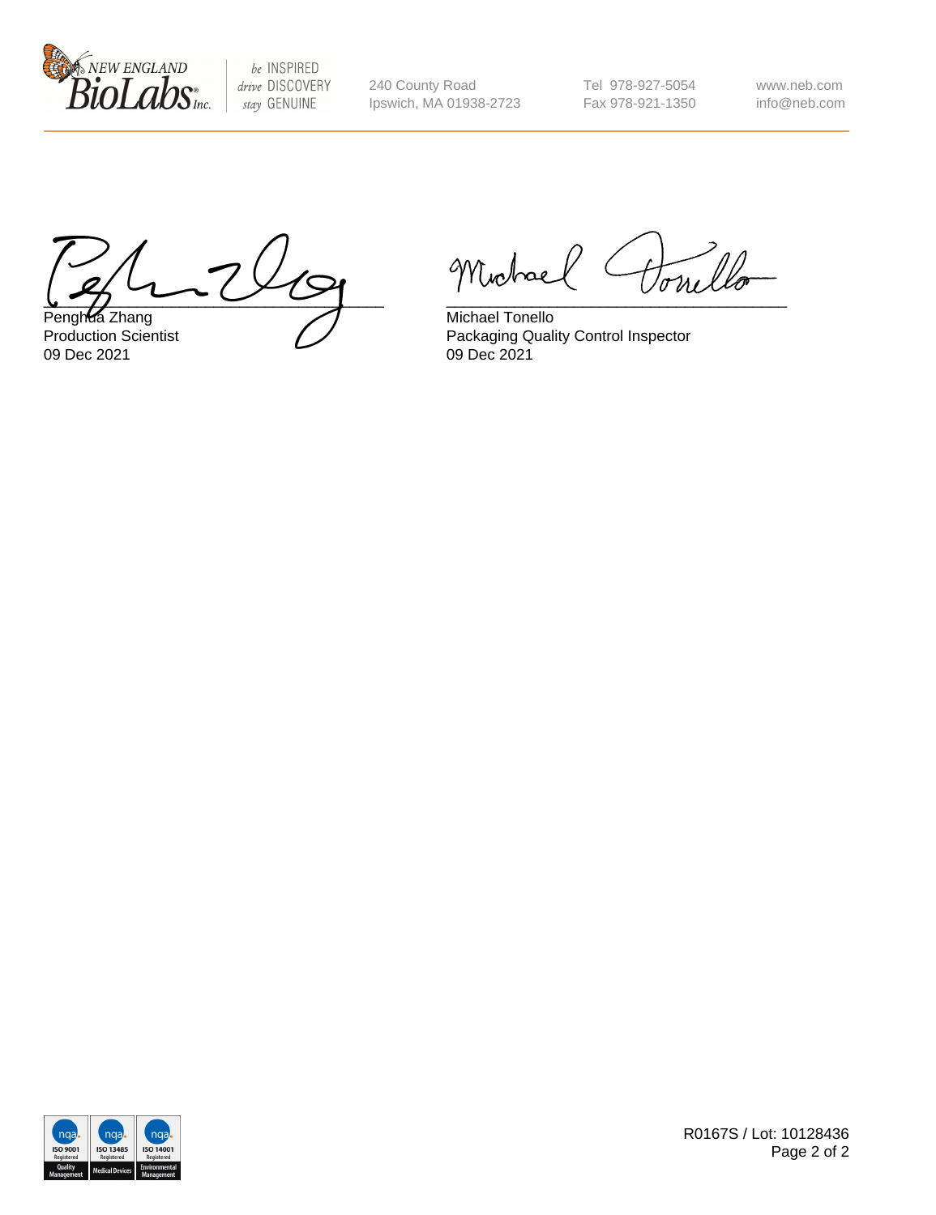Penghua Zhang
Production Scientist
09 Dec 2021

Michael Tonello
Packaging Quality Control Inspector
09 Dec 2021